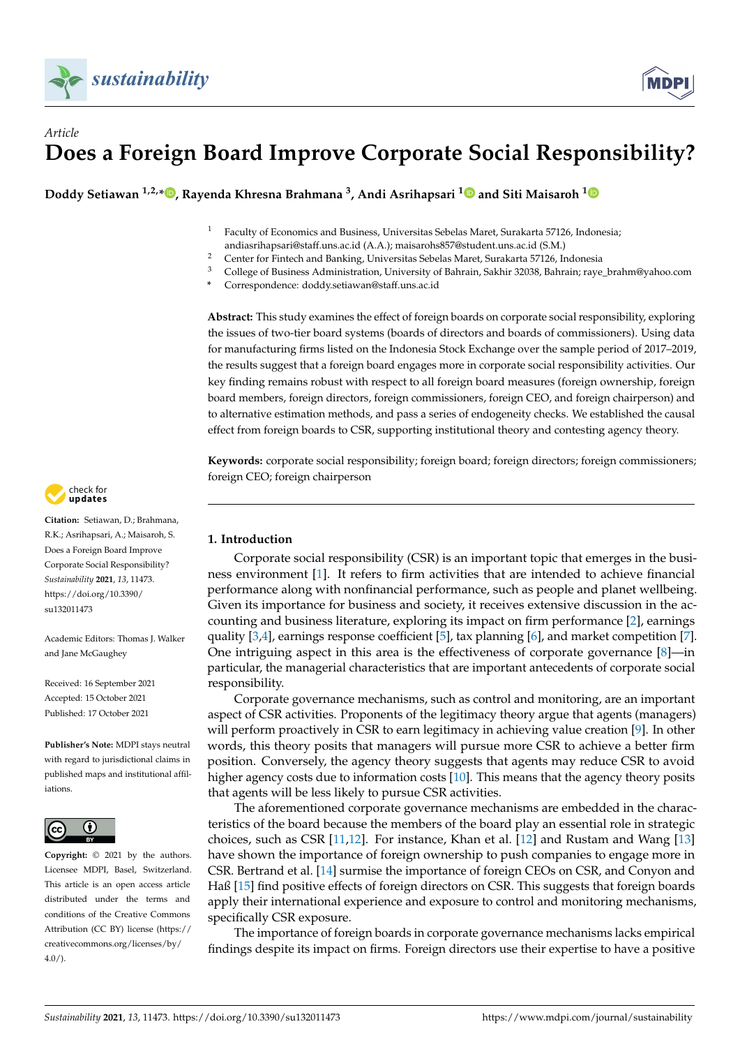*Article*

# Does a Foreign Board Improve Corporate Social Responsibility?

**Doddy Setiawan [1,2,*], Rayenda Khresna Brahmana [3], Andi Asrihapsari [1] and Siti Maisaroh [1]**

[1] Faculty of Economics and Business, Universitas Sebelas Maret, Surakarta 57126, Indonesia; andiasrihapsari@staff.uns.ac.id (A.A.); maisarohs857@student.uns.ac.id (S.M.)
[2] Center for Fintech and Banking, Universitas Sebelas Maret, Surakarta 57126, Indonesia
[3] College of Business Administration, University of Bahrain, Sakhir 32038, Bahrain; raye_brahm@yahoo.com
* Correspondence: doddy.setiawan@staff.uns.ac.id

**Abstract:** This study examines the effect of foreign boards on corporate social responsibility, exploring the issues of two-tier board systems (boards of directors and boards of commissioners). Using data for manufacturing firms listed on the Indonesia Stock Exchange over the sample period of 2017–2019, the results suggest that a foreign board engages more in corporate social responsibility activities. Our key finding remains robust with respect to all foreign board measures (foreign ownership, foreign board members, foreign directors, foreign commissioners, foreign CEO, and foreign chairperson) and to alternative estimation methods, and pass a series of endogeneity checks. We established the causal effect from foreign boards to CSR, supporting institutional theory and contesting agency theory.

**Keywords:** corporate social responsibility; foreign board; foreign directors; foreign commissioners; foreign CEO; foreign chairperson

**Citation:** Setiawan, D.; Brahmana, R.K.; Asrihapsari, A.; Maisaroh, S. Does a Foreign Board Improve Corporate Social Responsibility? *Sustainability* **2021**, *13*, 11473. https://doi.org/10.3390/su132011473

Academic Editors: Thomas J. Walker and Jane McGaughey

Received: 16 September 2021
Accepted: 15 October 2021
Published: 17 October 2021

**Publisher's Note:** MDPI stays neutral with regard to jurisdictional claims in published maps and institutional affiliations.

**Copyright:** © 2021 by the authors. Licensee MDPI, Basel, Switzerland. This article is an open access article distributed under the terms and conditions of the Creative Commons Attribution (CC BY) license (https://creativecommons.org/licenses/by/4.0/).

## 1. Introduction

Corporate social responsibility (CSR) is an important topic that emerges in the business environment [1]. It refers to firm activities that are intended to achieve financial performance along with nonfinancial performance, such as people and planet wellbeing. Given its importance for business and society, it receives extensive discussion in the accounting and business literature, exploring its impact on firm performance [2], earnings quality [3,4], earnings response coefficient [5], tax planning [6], and market competition [7]. One intriguing aspect in this area is the effectiveness of corporate governance [8]—in particular, the managerial characteristics that are important antecedents of corporate social responsibility.

Corporate governance mechanisms, such as control and monitoring, are an important aspect of CSR activities. Proponents of the legitimacy theory argue that agents (managers) will perform proactively in CSR to earn legitimacy in achieving value creation [9]. In other words, this theory posits that managers will pursue more CSR to achieve a better firm position. Conversely, the agency theory suggests that agents may reduce CSR to avoid higher agency costs due to information costs [10]. This means that the agency theory posits that agents will be less likely to pursue CSR activities.

The aforementioned corporate governance mechanisms are embedded in the characteristics of the board because the members of the board play an essential role in strategic choices, such as CSR [11,12]. For instance, Khan et al. [12] and Rustam and Wang [13] have shown the importance of foreign ownership to push companies to engage more in CSR. Bertrand et al. [14] surmise the importance of foreign CEOs on CSR, and Conyon and Haß [15] find positive effects of foreign directors on CSR. This suggests that foreign boards apply their international experience and exposure to control and monitoring mechanisms, specifically CSR exposure.

The importance of foreign boards in corporate governance mechanisms lacks empirical findings despite its impact on firms. Foreign directors use their expertise to have a positive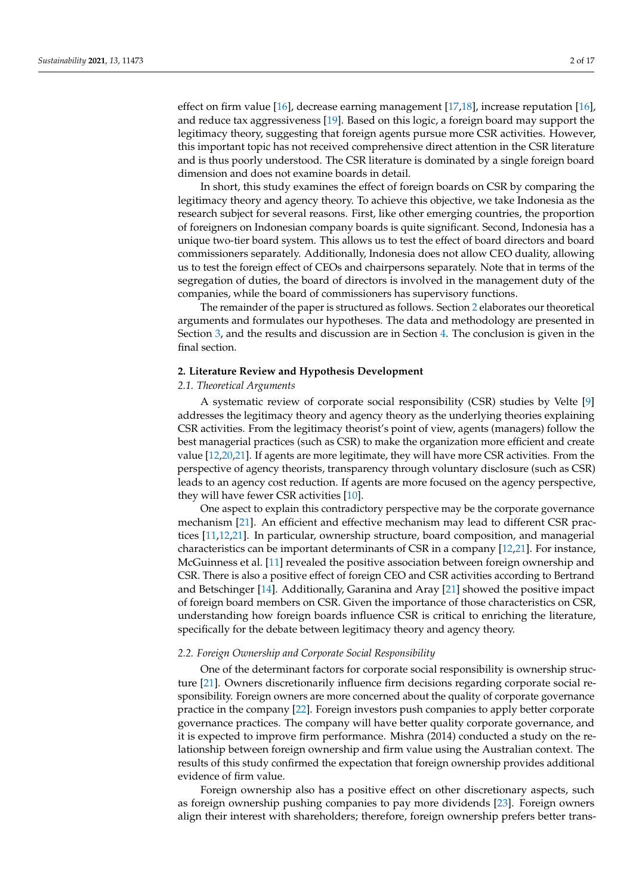effect on firm value [16], decrease earning management [17,18], increase reputation [16], and reduce tax aggressiveness [19]. Based on this logic, a foreign board may support the legitimacy theory, suggesting that foreign agents pursue more CSR activities. However, this important topic has not received comprehensive direct attention in the CSR literature and is thus poorly understood. The CSR literature is dominated by a single foreign board dimension and does not examine boards in detail.

In short, this study examines the effect of foreign boards on CSR by comparing the legitimacy theory and agency theory. To achieve this objective, we take Indonesia as the research subject for several reasons. First, like other emerging countries, the proportion of foreigners on Indonesian company boards is quite significant. Second, Indonesia has a unique two-tier board system. This allows us to test the effect of board directors and board commissioners separately. Additionally, Indonesia does not allow CEO duality, allowing us to test the foreign effect of CEOs and chairpersons separately. Note that in terms of the segregation of duties, the board of directors is involved in the management duty of the companies, while the board of commissioners has supervisory functions.

The remainder of the paper is structured as follows. Section 2 elaborates our theoretical arguments and formulates our hypotheses. The data and methodology are presented in Section 3, and the results and discussion are in Section 4. The conclusion is given in the final section.

## 2. Literature Review and Hypothesis Development

### 2.1. Theoretical Arguments

A systematic review of corporate social responsibility (CSR) studies by Velte [9] addresses the legitimacy theory and agency theory as the underlying theories explaining CSR activities. From the legitimacy theorist's point of view, agents (managers) follow the best managerial practices (such as CSR) to make the organization more efficient and create value [12,20,21]. If agents are more legitimate, they will have more CSR activities. From the perspective of agency theorists, transparency through voluntary disclosure (such as CSR) leads to an agency cost reduction. If agents are more focused on the agency perspective, they will have fewer CSR activities [10].

One aspect to explain this contradictory perspective may be the corporate governance mechanism [21]. An efficient and effective mechanism may lead to different CSR practices [11,12,21]. In particular, ownership structure, board composition, and managerial characteristics can be important determinants of CSR in a company [12,21]. For instance, McGuinness et al. [11] revealed the positive association between foreign ownership and CSR. There is also a positive effect of foreign CEO and CSR activities according to Bertrand and Betschinger [14]. Additionally, Garanina and Aray [21] showed the positive impact of foreign board members on CSR. Given the importance of those characteristics on CSR, understanding how foreign boards influence CSR is critical to enriching the literature, specifically for the debate between legitimacy theory and agency theory.

### 2.2. Foreign Ownership and Corporate Social Responsibility

One of the determinant factors for corporate social responsibility is ownership structure [21]. Owners discretionarily influence firm decisions regarding corporate social responsibility. Foreign owners are more concerned about the quality of corporate governance practice in the company [22]. Foreign investors push companies to apply better corporate governance practices. The company will have better quality corporate governance, and it is expected to improve firm performance. Mishra (2014) conducted a study on the relationship between foreign ownership and firm value using the Australian context. The results of this study confirmed the expectation that foreign ownership provides additional evidence of firm value.

Foreign ownership also has a positive effect on other discretionary aspects, such as foreign ownership pushing companies to pay more dividends [23]. Foreign owners align their interest with shareholders; therefore, foreign ownership prefers better trans-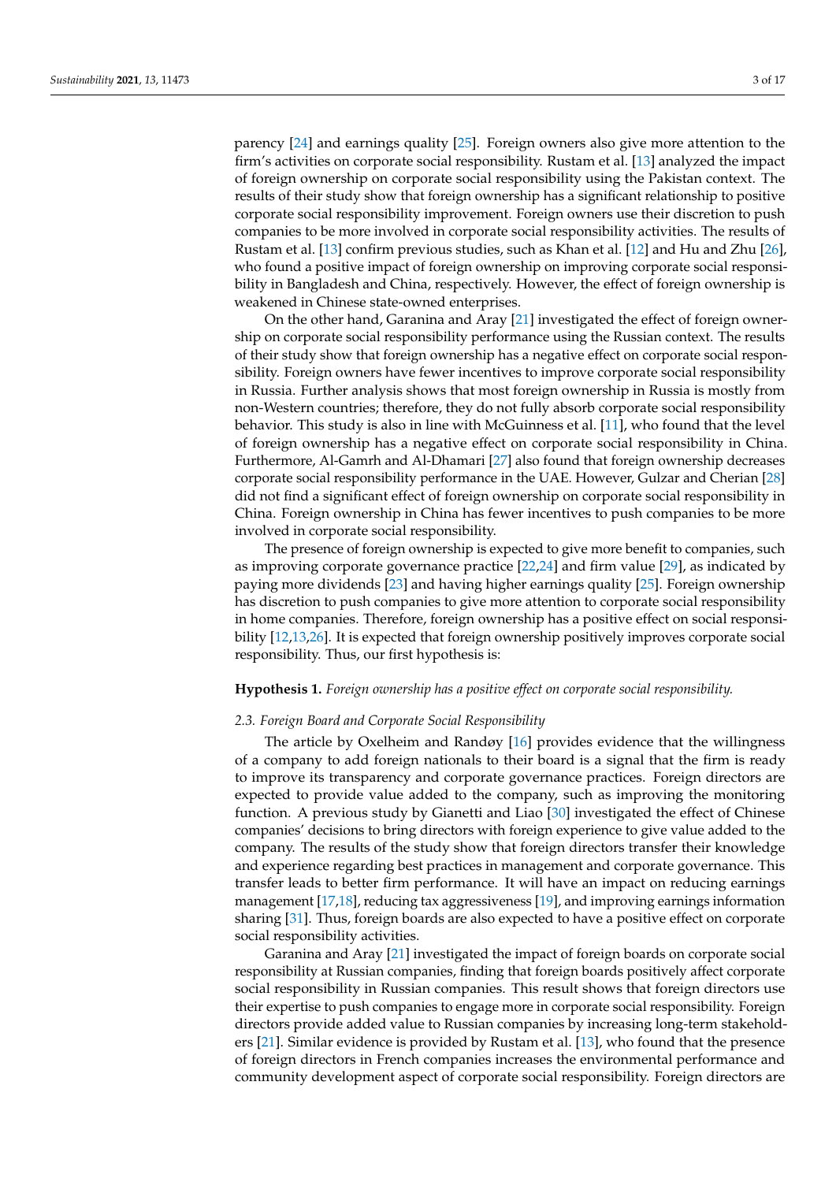parency [24] and earnings quality [25]. Foreign owners also give more attention to the firm's activities on corporate social responsibility. Rustam et al. [13] analyzed the impact of foreign ownership on corporate social responsibility using the Pakistan context. The results of their study show that foreign ownership has a significant relationship to positive corporate social responsibility improvement. Foreign owners use their discretion to push companies to be more involved in corporate social responsibility activities. The results of Rustam et al. [13] confirm previous studies, such as Khan et al. [12] and Hu and Zhu [26], who found a positive impact of foreign ownership on improving corporate social responsibility in Bangladesh and China, respectively. However, the effect of foreign ownership is weakened in Chinese state-owned enterprises.

On the other hand, Garanina and Aray [21] investigated the effect of foreign ownership on corporate social responsibility performance using the Russian context. The results of their study show that foreign ownership has a negative effect on corporate social responsibility. Foreign owners have fewer incentives to improve corporate social responsibility in Russia. Further analysis shows that most foreign ownership in Russia is mostly from non-Western countries; therefore, they do not fully absorb corporate social responsibility behavior. This study is also in line with McGuinness et al. [11], who found that the level of foreign ownership has a negative effect on corporate social responsibility in China. Furthermore, Al-Gamrh and Al-Dhamari [27] also found that foreign ownership decreases corporate social responsibility performance in the UAE. However, Gulzar and Cherian [28] did not find a significant effect of foreign ownership on corporate social responsibility in China. Foreign ownership in China has fewer incentives to push companies to be more involved in corporate social responsibility.

The presence of foreign ownership is expected to give more benefit to companies, such as improving corporate governance practice [22,24] and firm value [29], as indicated by paying more dividends [23] and having higher earnings quality [25]. Foreign ownership has discretion to push companies to give more attention to corporate social responsibility in home companies. Therefore, foreign ownership has a positive effect on social responsibility [12,13,26]. It is expected that foreign ownership positively improves corporate social responsibility. Thus, our first hypothesis is:

**Hypothesis 1.** *Foreign ownership has a positive effect on corporate social responsibility.*

### *2.3. Foreign Board and Corporate Social Responsibility*

The article by Oxelheim and Randøy [16] provides evidence that the willingness of a company to add foreign nationals to their board is a signal that the firm is ready to improve its transparency and corporate governance practices. Foreign directors are expected to provide value added to the company, such as improving the monitoring function. A previous study by Gianetti and Liao [30] investigated the effect of Chinese companies' decisions to bring directors with foreign experience to give value added to the company. The results of the study show that foreign directors transfer their knowledge and experience regarding best practices in management and corporate governance. This transfer leads to better firm performance. It will have an impact on reducing earnings management [17,18], reducing tax aggressiveness [19], and improving earnings information sharing [31]. Thus, foreign boards are also expected to have a positive effect on corporate social responsibility activities.

Garanina and Aray [21] investigated the impact of foreign boards on corporate social responsibility at Russian companies, finding that foreign boards positively affect corporate social responsibility in Russian companies. This result shows that foreign directors use their expertise to push companies to engage more in corporate social responsibility. Foreign directors provide added value to Russian companies by increasing long-term stakeholders [21]. Similar evidence is provided by Rustam et al. [13], who found that the presence of foreign directors in French companies increases the environmental performance and community development aspect of corporate social responsibility. Foreign directors are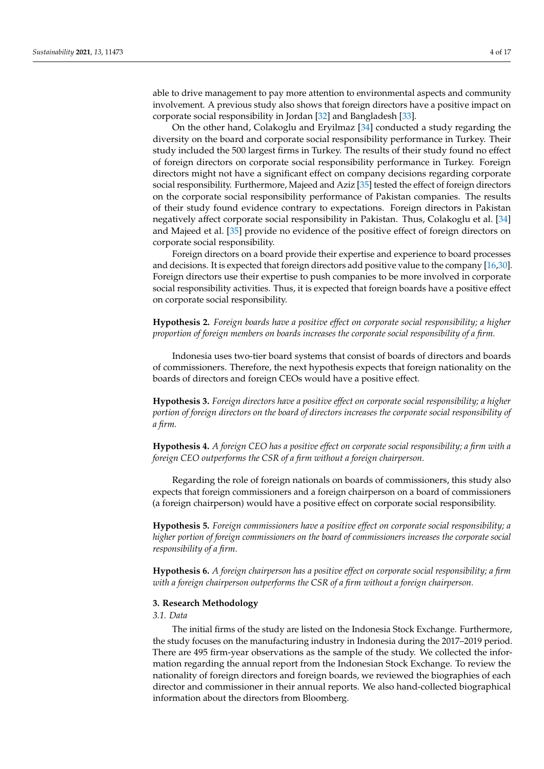able to drive management to pay more attention to environmental aspects and community involvement. A previous study also shows that foreign directors have a positive impact on corporate social responsibility in Jordan [32] and Bangladesh [33].

On the other hand, Colakoglu and Eryilmaz [34] conducted a study regarding the diversity on the board and corporate social responsibility performance in Turkey. Their study included the 500 largest firms in Turkey. The results of their study found no effect of foreign directors on corporate social responsibility performance in Turkey. Foreign directors might not have a significant effect on company decisions regarding corporate social responsibility. Furthermore, Majeed and Aziz [35] tested the effect of foreign directors on the corporate social responsibility performance of Pakistan companies. The results of their study found evidence contrary to expectations. Foreign directors in Pakistan negatively affect corporate social responsibility in Pakistan. Thus, Colakoglu et al. [34] and Majeed et al. [35] provide no evidence of the positive effect of foreign directors on corporate social responsibility.

Foreign directors on a board provide their expertise and experience to board processes and decisions. It is expected that foreign directors add positive value to the company [16,30]. Foreign directors use their expertise to push companies to be more involved in corporate social responsibility activities. Thus, it is expected that foreign boards have a positive effect on corporate social responsibility.

**Hypothesis 2.** *Foreign boards have a positive effect on corporate social responsibility; a higher proportion of foreign members on boards increases the corporate social responsibility of a firm.*

Indonesia uses two-tier board systems that consist of boards of directors and boards of commissioners. Therefore, the next hypothesis expects that foreign nationality on the boards of directors and foreign CEOs would have a positive effect.

**Hypothesis 3.** *Foreign directors have a positive effect on corporate social responsibility; a higher portion of foreign directors on the board of directors increases the corporate social responsibility of a firm.*

**Hypothesis 4.** *A foreign CEO has a positive effect on corporate social responsibility; a firm with a foreign CEO outperforms the CSR of a firm without a foreign chairperson.*

Regarding the role of foreign nationals on boards of commissioners, this study also expects that foreign commissioners and a foreign chairperson on a board of commissioners (a foreign chairperson) would have a positive effect on corporate social responsibility.

**Hypothesis 5.** *Foreign commissioners have a positive effect on corporate social responsibility; a higher portion of foreign commissioners on the board of commissioners increases the corporate social responsibility of a firm.*

**Hypothesis 6.** *A foreign chairperson has a positive effect on corporate social responsibility; a firm with a foreign chairperson outperforms the CSR of a firm without a foreign chairperson.*

## 3. Research Methodology

### *3.1. Data*

The initial firms of the study are listed on the Indonesia Stock Exchange. Furthermore, the study focuses on the manufacturing industry in Indonesia during the 2017–2019 period. There are 495 firm-year observations as the sample of the study. We collected the information regarding the annual report from the Indonesian Stock Exchange. To review the nationality of foreign directors and foreign boards, we reviewed the biographies of each director and commissioner in their annual reports. We also hand-collected biographical information about the directors from Bloomberg.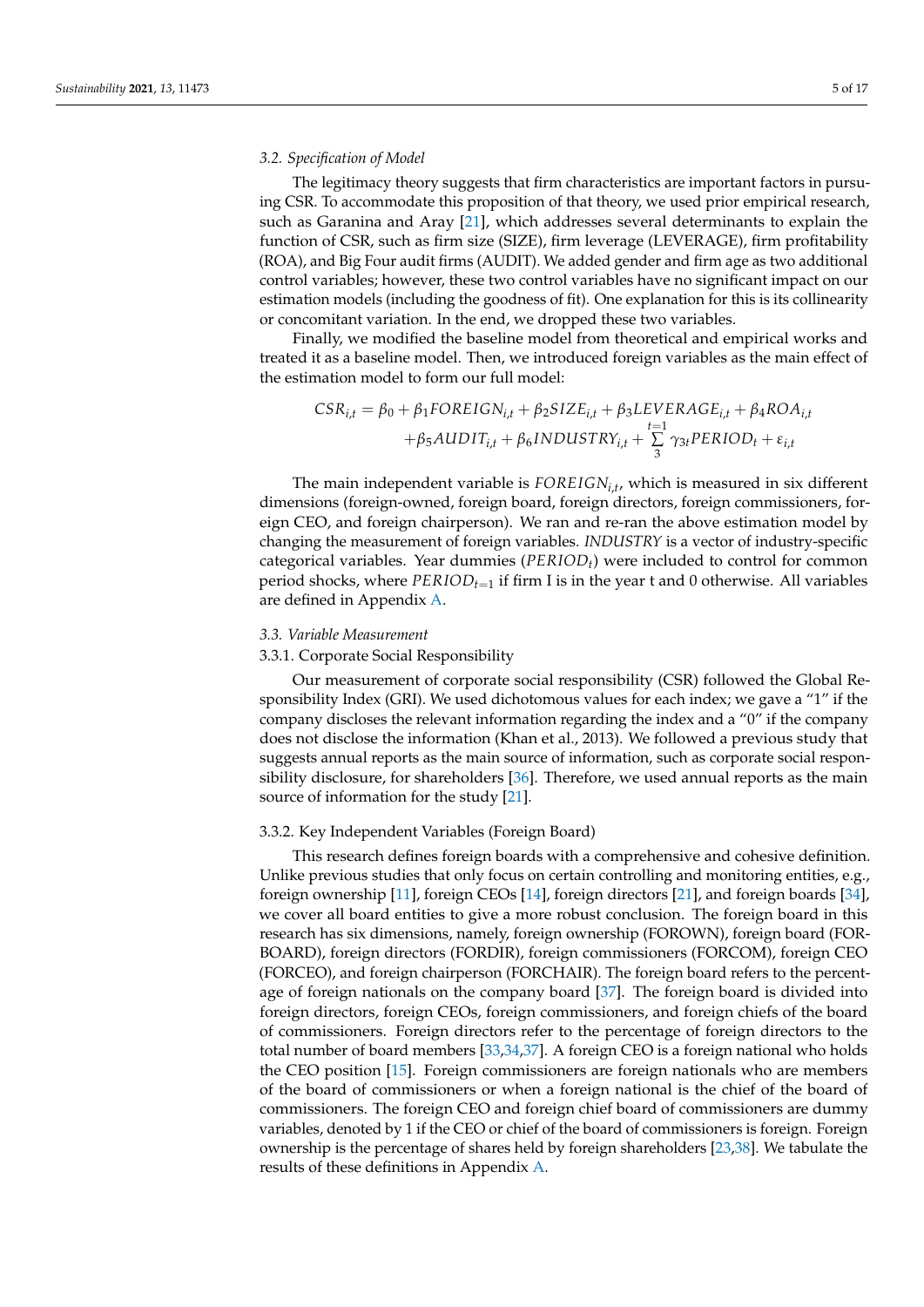### 3.2. Specification of Model

The legitimacy theory suggests that firm characteristics are important factors in pursuing CSR. To accommodate this proposition of that theory, we used prior empirical research, such as Garanina and Aray [21], which addresses several determinants to explain the function of CSR, such as firm size (SIZE), firm leverage (LEVERAGE), firm profitability (ROA), and Big Four audit firms (AUDIT). We added gender and firm age as two additional control variables; however, these two control variables have no significant impact on our estimation models (including the goodness of fit). One explanation for this is its collinearity or concomitant variation. In the end, we dropped these two variables.

Finally, we modified the baseline model from theoretical and empirical works and treated it as a baseline model. Then, we introduced foreign variables as the main effect of the estimation model to form our full model:

$$CSR_{i,t} = \beta_0 + \beta_1 FOREIGN_{i,t} + \beta_2 SIZE_{i,t} + \beta_3 LEVERAGE_{i,t} + \beta_4 ROA_{i,t} \\ + \beta_5 AUDIT_{i,t} + \beta_6 INDUSTRY_{i,t} + \sum_{3}^{t=1} \gamma_{3t} PERIOD_t + \varepsilon_{i,t}$$

The main independent variable is $FOREIGN_{i,t}$, which is measured in six different dimensions (foreign-owned, foreign board, foreign directors, foreign commissioners, foreign CEO, and foreign chairperson). We ran and re-ran the above estimation model by changing the measurement of foreign variables. *INDUSTRY* is a vector of industry-specific categorical variables. Year dummies ($PERIOD_t$) were included to control for common period shocks, where $PERIOD_{t=1}$ if firm I is in the year t and 0 otherwise. All variables are defined in Appendix A.

### 3.3. Variable Measurement

#### 3.3.1. Corporate Social Responsibility

Our measurement of corporate social responsibility (CSR) followed the Global Responsibility Index (GRI). We used dichotomous values for each index; we gave a "1" if the company discloses the relevant information regarding the index and a "0" if the company does not disclose the information (Khan et al., 2013). We followed a previous study that suggests annual reports as the main source of information, such as corporate social responsibility disclosure, for shareholders [36]. Therefore, we used annual reports as the main source of information for the study [21].

#### 3.3.2. Key Independent Variables (Foreign Board)

This research defines foreign boards with a comprehensive and cohesive definition. Unlike previous studies that only focus on certain controlling and monitoring entities, e.g., foreign ownership [11], foreign CEOs [14], foreign directors [21], and foreign boards [34], we cover all board entities to give a more robust conclusion. The foreign board in this research has six dimensions, namely, foreign ownership (FOROWN), foreign board (FORBOARD), foreign directors (FORDIR), foreign commissioners (FORCOM), foreign CEO (FORCEO), and foreign chairperson (FORCHAIR). The foreign board refers to the percentage of foreign nationals on the company board [37]. The foreign board is divided into foreign directors, foreign CEOs, foreign commissioners, and foreign chiefs of the board of commissioners. Foreign directors refer to the percentage of foreign directors to the total number of board members [33,34,37]. A foreign CEO is a foreign national who holds the CEO position [15]. Foreign commissioners are foreign nationals who are members of the board of commissioners or when a foreign national is the chief of the board of commissioners. The foreign CEO and foreign chief board of commissioners are dummy variables, denoted by 1 if the CEO or chief of the board of commissioners is foreign. Foreign ownership is the percentage of shares held by foreign shareholders [23,38]. We tabulate the results of these definitions in Appendix A.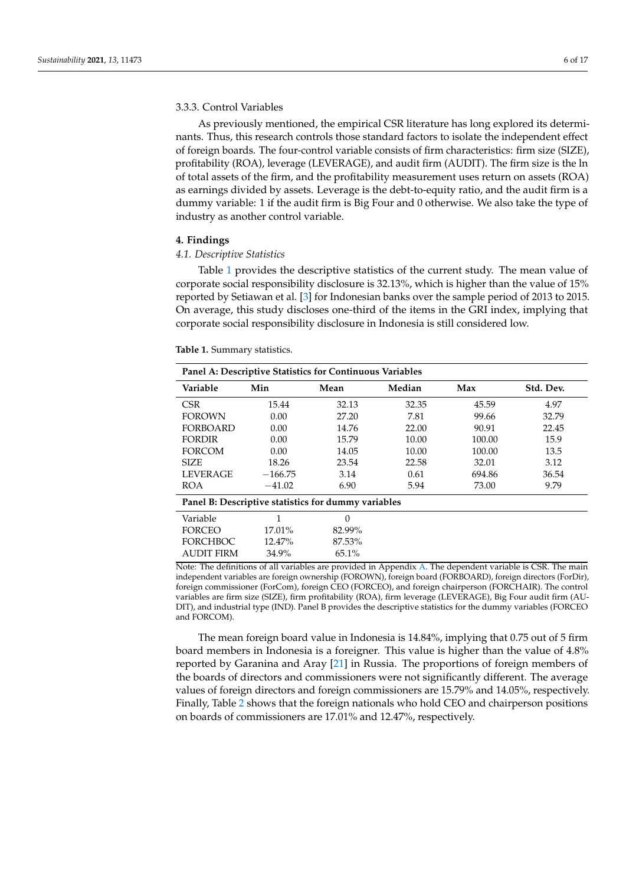#### 3.3.3. Control Variables

As previously mentioned, the empirical CSR literature has long explored its determinants. Thus, this research controls those standard factors to isolate the independent effect of foreign boards. The four-control variable consists of firm characteristics: firm size (SIZE), profitability (ROA), leverage (LEVERAGE), and audit firm (AUDIT). The firm size is the ln of total assets of the firm, and the profitability measurement uses return on assets (ROA) as earnings divided by assets. Leverage is the debt-to-equity ratio, and the audit firm is a dummy variable: 1 if the audit firm is Big Four and 0 otherwise. We also take the type of industry as another control variable.

## 4. Findings

### *4.1. Descriptive Statistics*

Table 1 provides the descriptive statistics of the current study. The mean value of corporate social responsibility disclosure is 32.13%, which is higher than the value of 15% reported by Setiawan et al. [3] for Indonesian banks over the sample period of 2013 to 2015. On average, this study discloses one-third of the items in the GRI index, implying that corporate social responsibility disclosure in Indonesia is still considered low.

**Table 1.** Summary statistics.

| **Panel A: Descriptive Statistics for Continuous Variables** | | | | | |
|---|---|---|---|---|---|
| **Variable** | **Min** | **Mean** | **Median** | **Max** | **Std. Dev.** |
| CSR | 15.44 | 32.13 | 32.35 | 45.59 | 4.97 |
| FOROWN | 0.00 | 27.20 | 7.81 | 99.66 | 32.79 |
| FORBOARD | 0.00 | 14.76 | 22.00 | 90.91 | 22.45 |
| FORDIR | 0.00 | 15.79 | 10.00 | 100.00 | 15.9 |
| FORCOM | 0.00 | 14.05 | 10.00 | 100.00 | 13.5 |
| SIZE | 18.26 | 23.54 | 22.58 | 32.01 | 3.12 |
| LEVERAGE | −166.75 | 3.14 | 0.61 | 694.86 | 36.54 |
| ROA | −41.02 | 6.90 | 5.94 | 73.00 | 9.79 |
| **Panel B: Descriptive statistics for dummy variables** | | | | | |
| Variable | 1 | 0 | | | |
| FORCEO | 17.01% | 82.99% | | | |
| FORCHBOC | 12.47% | 87.53% | | | |
| AUDIT FIRM | 34.9% | 65.1% | | | |

Note: The definitions of all variables are provided in Appendix A. The dependent variable is CSR. The main independent variables are foreign ownership (FOROWN), foreign board (FORBOARD), foreign directors (ForDir), foreign commissioner (ForCom), foreign CEO (FORCEO), and foreign chairperson (FORCHAIR). The control variables are firm size (SIZE), firm profitability (ROA), firm leverage (LEVERAGE), Big Four audit firm (AUDIT), and industrial type (IND). Panel B provides the descriptive statistics for the dummy variables (FORCEO and FORCOM).

The mean foreign board value in Indonesia is 14.84%, implying that 0.75 out of 5 firm board members in Indonesia is a foreigner. This value is higher than the value of 4.8% reported by Garanina and Aray [21] in Russia. The proportions of foreign members of the boards of directors and commissioners were not significantly different. The average values of foreign directors and foreign commissioners are 15.79% and 14.05%, respectively. Finally, Table 2 shows that the foreign nationals who hold CEO and chairperson positions on boards of commissioners are 17.01% and 12.47%, respectively.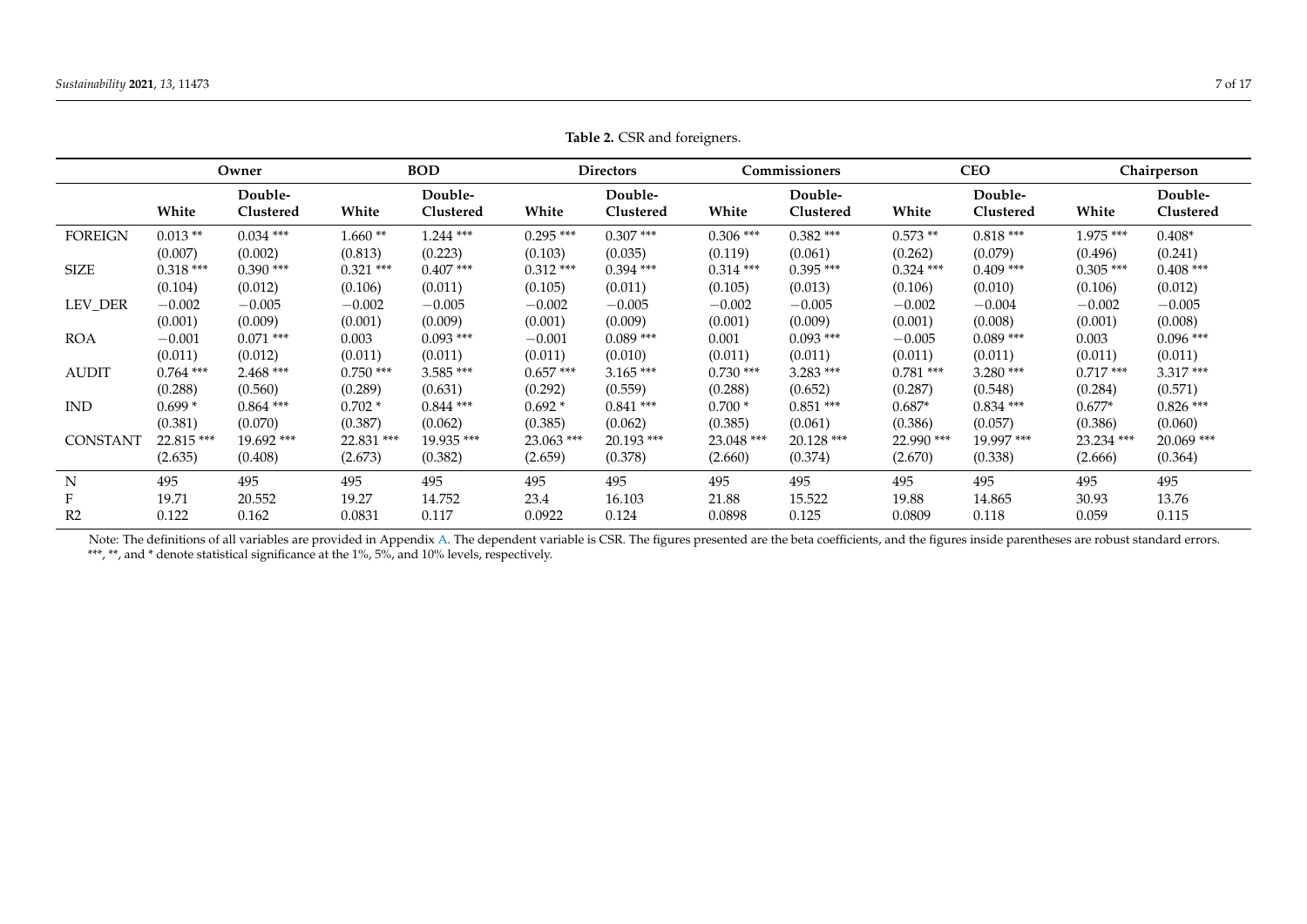**Table 2.** CSR and foreigners.

| | Owner | | BOD | | Directors | | Commissioners | | CEO | | Chairperson | |
|---|---|---|---|---|---|---|---|---|---|---|---|---|
| | White | Double-Clustered | White | Double-Clustered | White | Double-Clustered | White | Double-Clustered | White | Double-Clustered | White | Double-Clustered |
| FOREIGN | 0.013 ** | 0.034 *** | 1.660 ** | 1.244 *** | 0.295 *** | 0.307 *** | 0.306 *** | 0.382 *** | 0.573 ** | 0.818 *** | 1.975 *** | 0.408* |
| | (0.007) | (0.002) | (0.813) | (0.223) | (0.103) | (0.035) | (0.119) | (0.061) | (0.262) | (0.079) | (0.496) | (0.241) |
| SIZE | 0.318 *** | 0.390 *** | 0.321 *** | 0.407 *** | 0.312 *** | 0.394 *** | 0.314 *** | 0.395 *** | 0.324 *** | 0.409 *** | 0.305 *** | 0.408 *** |
| | (0.104) | (0.012) | (0.106) | (0.011) | (0.105) | (0.011) | (0.105) | (0.013) | (0.106) | (0.010) | (0.106) | (0.012) |
| LEV_DER | −0.002 | −0.005 | −0.002 | −0.005 | −0.002 | −0.005 | −0.002 | −0.005 | −0.002 | −0.004 | −0.002 | −0.005 |
| | (0.001) | (0.009) | (0.001) | (0.009) | (0.001) | (0.009) | (0.001) | (0.009) | (0.001) | (0.008) | (0.001) | (0.008) |
| ROA | −0.001 | 0.071 *** | 0.003 | 0.093 *** | −0.001 | 0.089 *** | 0.001 | 0.093 *** | −0.005 | 0.089 *** | 0.003 | 0.096 *** |
| | (0.011) | (0.012) | (0.011) | (0.011) | (0.011) | (0.010) | (0.011) | (0.011) | (0.011) | (0.011) | (0.011) | (0.011) |
| AUDIT | 0.764 *** | 2.468 *** | 0.750 *** | 3.585 *** | 0.657 *** | 3.165 *** | 0.730 *** | 3.283 *** | 0.781 *** | 3.280 *** | 0.717 *** | 3.317 *** |
| | (0.288) | (0.560) | (0.289) | (0.631) | (0.292) | (0.559) | (0.288) | (0.652) | (0.287) | (0.548) | (0.284) | (0.571) |
| IND | 0.699 * | 0.864 *** | 0.702 * | 0.844 *** | 0.692 * | 0.841 *** | 0.700 * | 0.851 *** | 0.687* | 0.834 *** | 0.677* | 0.826 *** |
| | (0.381) | (0.070) | (0.387) | (0.062) | (0.385) | (0.062) | (0.385) | (0.061) | (0.386) | (0.057) | (0.386) | (0.060) |
| CONSTANT | 22.815 *** | 19.692 *** | 22.831 *** | 19.935 *** | 23.063 *** | 20.193 *** | 23.048 *** | 20.128 *** | 22.990 *** | 19.997 *** | 23.234 *** | 20.069 *** |
| | (2.635) | (0.408) | (2.673) | (0.382) | (2.659) | (0.378) | (2.660) | (0.374) | (2.670) | (0.338) | (2.666) | (0.364) |
| N | 495 | 495 | 495 | 495 | 495 | 495 | 495 | 495 | 495 | 495 | 495 | 495 |
| F | 19.71 | 20.552 | 19.27 | 14.752 | 23.4 | 16.103 | 21.88 | 15.522 | 19.88 | 14.865 | 30.93 | 13.76 |
| R2 | 0.122 | 0.162 | 0.0831 | 0.117 | 0.0922 | 0.124 | 0.0898 | 0.125 | 0.0809 | 0.118 | 0.059 | 0.115 |

Note: The definitions of all variables are provided in Appendix A. The dependent variable is CSR. The figures presented are the beta coefficients, and the figures inside parentheses are robust standard errors. ***, **, and * denote statistical significance at the 1%, 5%, and 10% levels, respectively.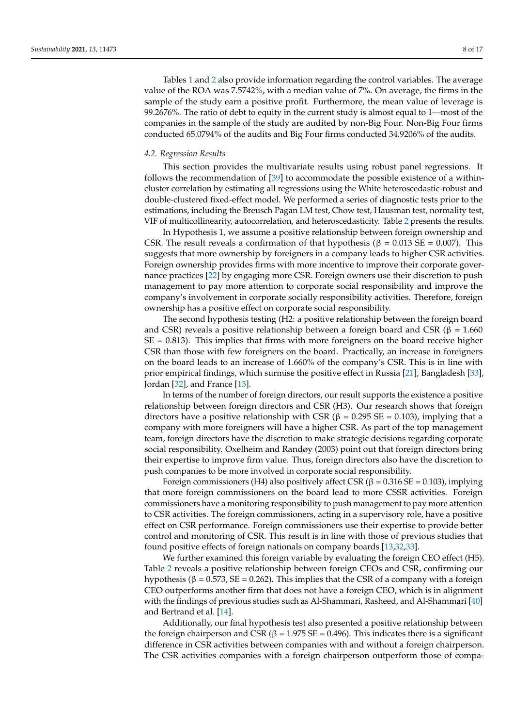Tables 1 and 2 also provide information regarding the control variables. The average value of the ROA was 7.5742%, with a median value of 7%. On average, the firms in the sample of the study earn a positive profit. Furthermore, the mean value of leverage is 99.2676%. The ratio of debt to equity in the current study is almost equal to 1—most of the companies in the sample of the study are audited by non-Big Four. Non-Big Four firms conducted 65.0794% of the audits and Big Four firms conducted 34.9206% of the audits.

### *4.2. Regression Results*

This section provides the multivariate results using robust panel regressions. It follows the recommendation of [39] to accommodate the possible existence of a within-cluster correlation by estimating all regressions using the White heteroscedastic-robust and double-clustered fixed-effect model. We performed a series of diagnostic tests prior to the estimations, including the Breusch Pagan LM test, Chow test, Hausman test, normality test, VIF of multicollinearity, autocorrelation, and heteroscedasticity. Table 2 presents the results.

In Hypothesis 1, we assume a positive relationship between foreign ownership and CSR. The result reveals a confirmation of that hypothesis ($\beta$ = 0.013 SE = 0.007). This suggests that more ownership by foreigners in a company leads to higher CSR activities. Foreign ownership provides firms with more incentive to improve their corporate governance practices [22] by engaging more CSR. Foreign owners use their discretion to push management to pay more attention to corporate social responsibility and improve the company's involvement in corporate socially responsibility activities. Therefore, foreign ownership has a positive effect on corporate social responsibility.

The second hypothesis testing (H2: a positive relationship between the foreign board and CSR) reveals a positive relationship between a foreign board and CSR ($\beta$ = 1.660 SE = 0.813). This implies that firms with more foreigners on the board receive higher CSR than those with few foreigners on the board. Practically, an increase in foreigners on the board leads to an increase of 1.660% of the company's CSR. This is in line with prior empirical findings, which surmise the positive effect in Russia [21], Bangladesh [33], Jordan [32], and France [13].

In terms of the number of foreign directors, our result supports the existence a positive relationship between foreign directors and CSR (H3). Our research shows that foreign directors have a positive relationship with CSR ($\beta$ = 0.295 SE = 0.103), implying that a company with more foreigners will have a higher CSR. As part of the top management team, foreign directors have the discretion to make strategic decisions regarding corporate social responsibility. Oxelheim and Randøy (2003) point out that foreign directors bring their expertise to improve firm value. Thus, foreign directors also have the discretion to push companies to be more involved in corporate social responsibility.

Foreign commissioners (H4) also positively affect CSR ($\beta$ = 0.316 SE = 0.103), implying that more foreign commissioners on the board lead to more CSSR activities. Foreign commissioners have a monitoring responsibility to push management to pay more attention to CSR activities. The foreign commissioners, acting in a supervisory role, have a positive effect on CSR performance. Foreign commissioners use their expertise to provide better control and monitoring of CSR. This result is in line with those of previous studies that found positive effects of foreign nationals on company boards [13,32,33].

We further examined this foreign variable by evaluating the foreign CEO effect (H5). Table 2 reveals a positive relationship between foreign CEOs and CSR, confirming our hypothesis ($\beta$ = 0.573, SE = 0.262). This implies that the CSR of a company with a foreign CEO outperforms another firm that does not have a foreign CEO, which is in alignment with the findings of previous studies such as Al-Shammari, Rasheed, and Al-Shammari [40] and Bertrand et al. [14].

Additionally, our final hypothesis test also presented a positive relationship between the foreign chairperson and CSR ($\beta$ = 1.975 SE = 0.496). This indicates there is a significant difference in CSR activities between companies with and without a foreign chairperson. The CSR activities companies with a foreign chairperson outperform those of compa-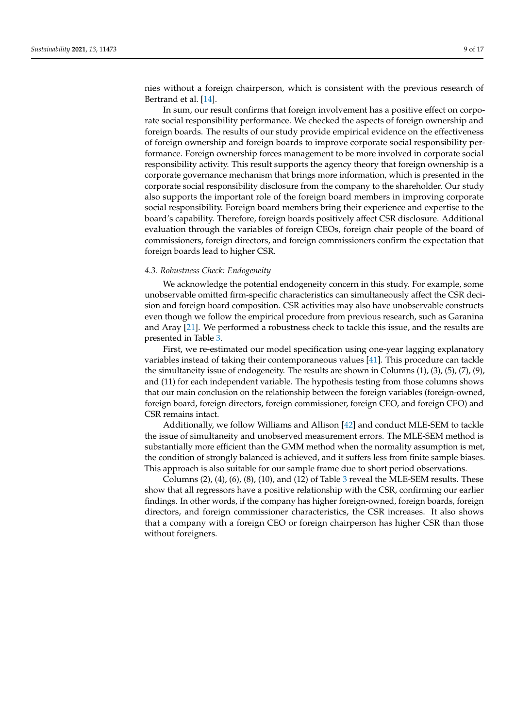nies without a foreign chairperson, which is consistent with the previous research of Bertrand et al. [14].

In sum, our result confirms that foreign involvement has a positive effect on corporate social responsibility performance. We checked the aspects of foreign ownership and foreign boards. The results of our study provide empirical evidence on the effectiveness of foreign ownership and foreign boards to improve corporate social responsibility performance. Foreign ownership forces management to be more involved in corporate social responsibility activity. This result supports the agency theory that foreign ownership is a corporate governance mechanism that brings more information, which is presented in the corporate social responsibility disclosure from the company to the shareholder. Our study also supports the important role of the foreign board members in improving corporate social responsibility. Foreign board members bring their experience and expertise to the board's capability. Therefore, foreign boards positively affect CSR disclosure. Additional evaluation through the variables of foreign CEOs, foreign chair people of the board of commissioners, foreign directors, and foreign commissioners confirm the expectation that foreign boards lead to higher CSR.

### 4.3. Robustness Check: Endogeneity

We acknowledge the potential endogeneity concern in this study. For example, some unobservable omitted firm-specific characteristics can simultaneously affect the CSR decision and foreign board composition. CSR activities may also have unobservable constructs even though we follow the empirical procedure from previous research, such as Garanina and Aray [21]. We performed a robustness check to tackle this issue, and the results are presented in Table 3.

First, we re-estimated our model specification using one-year lagging explanatory variables instead of taking their contemporaneous values [41]. This procedure can tackle the simultaneity issue of endogeneity. The results are shown in Columns (1), (3), (5), (7), (9), and (11) for each independent variable. The hypothesis testing from those columns shows that our main conclusion on the relationship between the foreign variables (foreign-owned, foreign board, foreign directors, foreign commissioner, foreign CEO, and foreign CEO) and CSR remains intact.

Additionally, we follow Williams and Allison [42] and conduct MLE-SEM to tackle the issue of simultaneity and unobserved measurement errors. The MLE-SEM method is substantially more efficient than the GMM method when the normality assumption is met, the condition of strongly balanced is achieved, and it suffers less from finite sample biases. This approach is also suitable for our sample frame due to short period observations.

Columns (2), (4), (6), (8), (10), and (12) of Table 3 reveal the MLE-SEM results. These show that all regressors have a positive relationship with the CSR, confirming our earlier findings. In other words, if the company has higher foreign-owned, foreign boards, foreign directors, and foreign commissioner characteristics, the CSR increases. It also shows that a company with a foreign CEO or foreign chairperson has higher CSR than those without foreigners.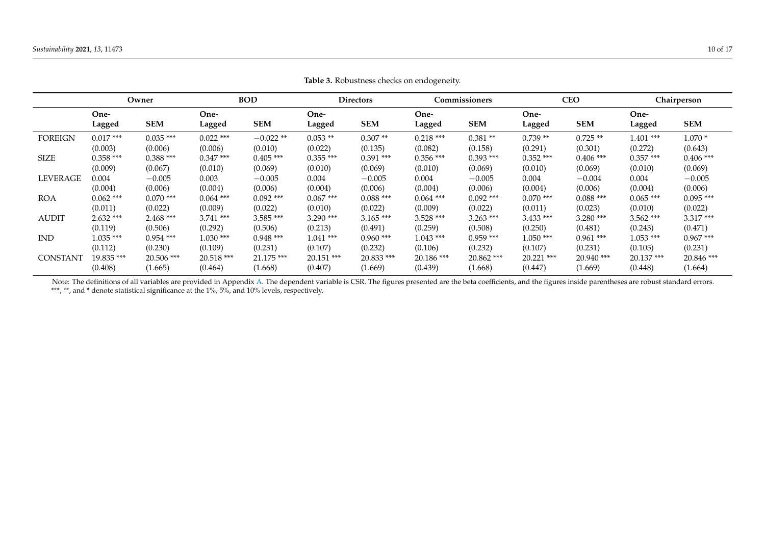**Table 3.** Robustness checks on endogeneity.

| | Owner | | BOD | | Directors | | Commissioners | | CEO | | Chairperson | |
|---|---|---|---|---|---|---|---|---|---|---|---|---|
| | One-Lagged | SEM | One-Lagged | SEM | One-Lagged | SEM | One-Lagged | SEM | One-Lagged | SEM | One-Lagged | SEM |
| FOREIGN | 0.017 *** | 0.035 *** | 0.022 *** | −0.022 ** | 0.053 ** | 0.307 ** | 0.218 *** | 0.381 ** | 0.739 ** | 0.725 ** | 1.401 *** | 1.070 * |
| | (0.003) | (0.006) | (0.006) | (0.010) | (0.022) | (0.135) | (0.082) | (0.158) | (0.291) | (0.301) | (0.272) | (0.643) |
| SIZE | 0.358 *** | 0.388 *** | 0.347 *** | 0.405 *** | 0.355 *** | 0.391 *** | 0.356 *** | 0.393 *** | 0.352 *** | 0.406 *** | 0.357 *** | 0.406 *** |
| | (0.009) | (0.067) | (0.010) | (0.069) | (0.010) | (0.069) | (0.010) | (0.069) | (0.010) | (0.069) | (0.010) | (0.069) |
| LEVERAGE | 0.004 | −0.005 | 0.003 | −0.005 | 0.004 | −0.005 | 0.004 | −0.005 | 0.004 | −0.004 | 0.004 | −0.005 |
| | (0.004) | (0.006) | (0.004) | (0.006) | (0.004) | (0.006) | (0.004) | (0.006) | (0.004) | (0.006) | (0.004) | (0.006) |
| ROA | 0.062 *** | 0.070 *** | 0.064 *** | 0.092 *** | 0.067 *** | 0.088 *** | 0.064 *** | 0.092 *** | 0.070 *** | 0.088 *** | 0.065 *** | 0.095 *** |
| | (0.011) | (0.022) | (0.009) | (0.022) | (0.010) | (0.022) | (0.009) | (0.022) | (0.011) | (0.023) | (0.010) | (0.022) |
| AUDIT | 2.632 *** | 2.468 *** | 3.741 *** | 3.585 *** | 3.290 *** | 3.165 *** | 3.528 *** | 3.263 *** | 3.433 *** | 3.280 *** | 3.562 *** | 3.317 *** |
| | (0.119) | (0.506) | (0.292) | (0.506) | (0.213) | (0.491) | (0.259) | (0.508) | (0.250) | (0.481) | (0.243) | (0.471) |
| IND | 1.035 *** | 0.954 *** | 1.030 *** | 0.948 *** | 1.041 *** | 0.960 *** | 1.043 *** | 0.959 *** | 1.050 *** | 0.961 *** | 1.053 *** | 0.967 *** |
| | (0.112) | (0.230) | (0.109) | (0.231) | (0.107) | (0.232) | (0.106) | (0.232) | (0.107) | (0.231) | (0.105) | (0.231) |
| CONSTANT | 19.835 *** | 20.506 *** | 20.518 *** | 21.175 *** | 20.151 *** | 20.833 *** | 20.186 *** | 20.862 *** | 20.221 *** | 20.940 *** | 20.137 *** | 20.846 *** |
| | (0.408) | (1.665) | (0.464) | (1.668) | (0.407) | (1.669) | (0.439) | (1.668) | (0.447) | (1.669) | (0.448) | (1.664) |

Note: The definitions of all variables are provided in Appendix A. The dependent variable is CSR. The figures presented are the beta coefficients, and the figures inside parentheses are robust standard errors. ***, **, and * denote statistical significance at the 1%, 5%, and 10% levels, respectively.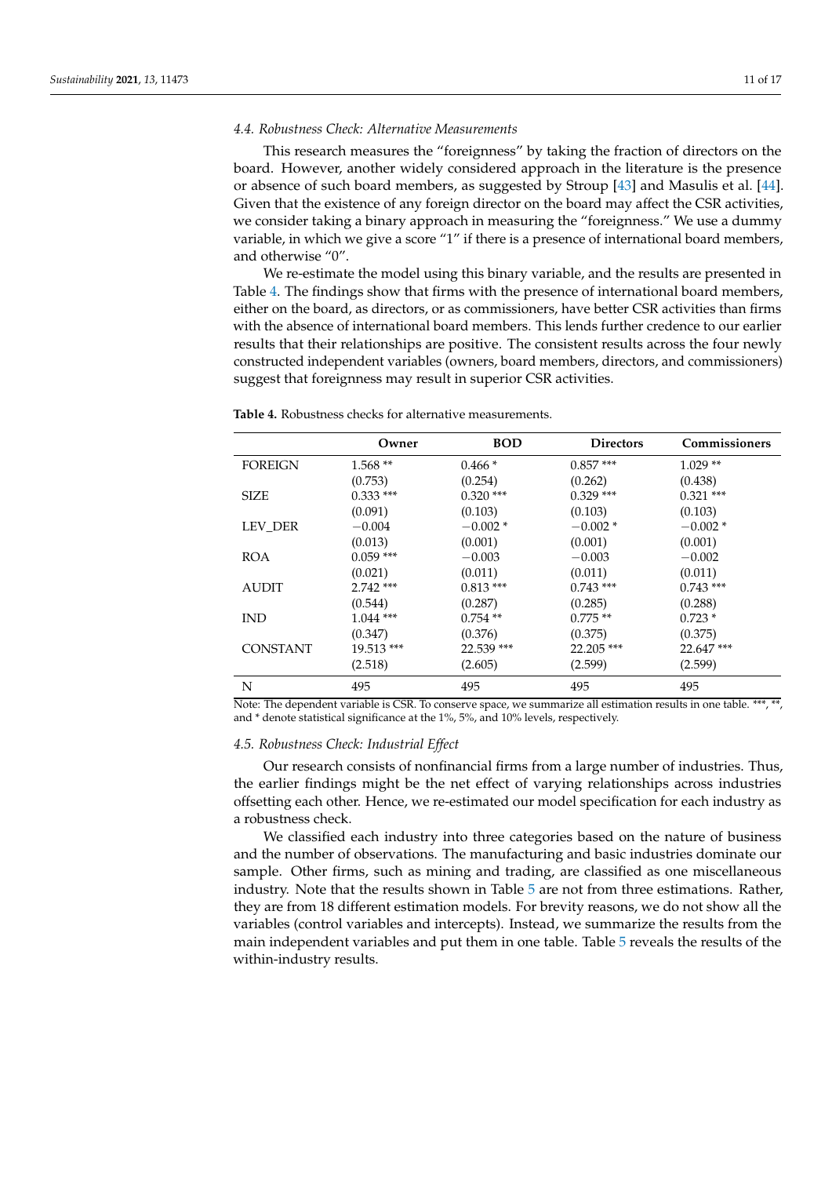### 4.4. Robustness Check: Alternative Measurements

This research measures the "foreignness" by taking the fraction of directors on the board. However, another widely considered approach in the literature is the presence or absence of such board members, as suggested by Stroup [43] and Masulis et al. [44]. Given that the existence of any foreign director on the board may affect the CSR activities, we consider taking a binary approach in measuring the "foreignness." We use a dummy variable, in which we give a score "1" if there is a presence of international board members, and otherwise "0".

We re-estimate the model using this binary variable, and the results are presented in Table 4. The findings show that firms with the presence of international board members, either on the board, as directors, or as commissioners, have better CSR activities than firms with the absence of international board members. This lends further credence to our earlier results that their relationships are positive. The consistent results across the four newly constructed independent variables (owners, board members, directors, and commissioners) suggest that foreignness may result in superior CSR activities.

**Table 4.** Robustness checks for alternative measurements.

| | Owner | BOD | Directors | Commissioners |
|---|---|---|---|---|
| FOREIGN | 1.568 ** | 0.466 * | 0.857 *** | 1.029 ** |
| | (0.753) | (0.254) | (0.262) | (0.438) |
| SIZE | 0.333 *** | 0.320 *** | 0.329 *** | 0.321 *** |
| | (0.091) | (0.103) | (0.103) | (0.103) |
| LEV_DER | −0.004 | −0.002 * | −0.002 * | −0.002 * |
| | (0.013) | (0.001) | (0.001) | (0.001) |
| ROA | 0.059 *** | −0.003 | −0.003 | −0.002 |
| | (0.021) | (0.011) | (0.011) | (0.011) |
| AUDIT | 2.742 *** | 0.813 *** | 0.743 *** | 0.743 *** |
| | (0.544) | (0.287) | (0.285) | (0.288) |
| IND | 1.044 *** | 0.754 ** | 0.775 ** | 0.723 * |
| | (0.347) | (0.376) | (0.375) | (0.375) |
| CONSTANT | 19.513 *** | 22.539 *** | 22.205 *** | 22.647 *** |
| | (2.518) | (2.605) | (2.599) | (2.599) |
| N | 495 | 495 | 495 | 495 |

Note: The dependent variable is CSR. To conserve space, we summarize all estimation results in one table. ***, **, and * denote statistical significance at the 1%, 5%, and 10% levels, respectively.

### 4.5. Robustness Check: Industrial Effect

Our research consists of nonfinancial firms from a large number of industries. Thus, the earlier findings might be the net effect of varying relationships across industries offsetting each other. Hence, we re-estimated our model specification for each industry as a robustness check.

We classified each industry into three categories based on the nature of business and the number of observations. The manufacturing and basic industries dominate our sample. Other firms, such as mining and trading, are classified as one miscellaneous industry. Note that the results shown in Table 5 are not from three estimations. Rather, they are from 18 different estimation models. For brevity reasons, we do not show all the variables (control variables and intercepts). Instead, we summarize the results from the main independent variables and put them in one table. Table 5 reveals the results of the within-industry results.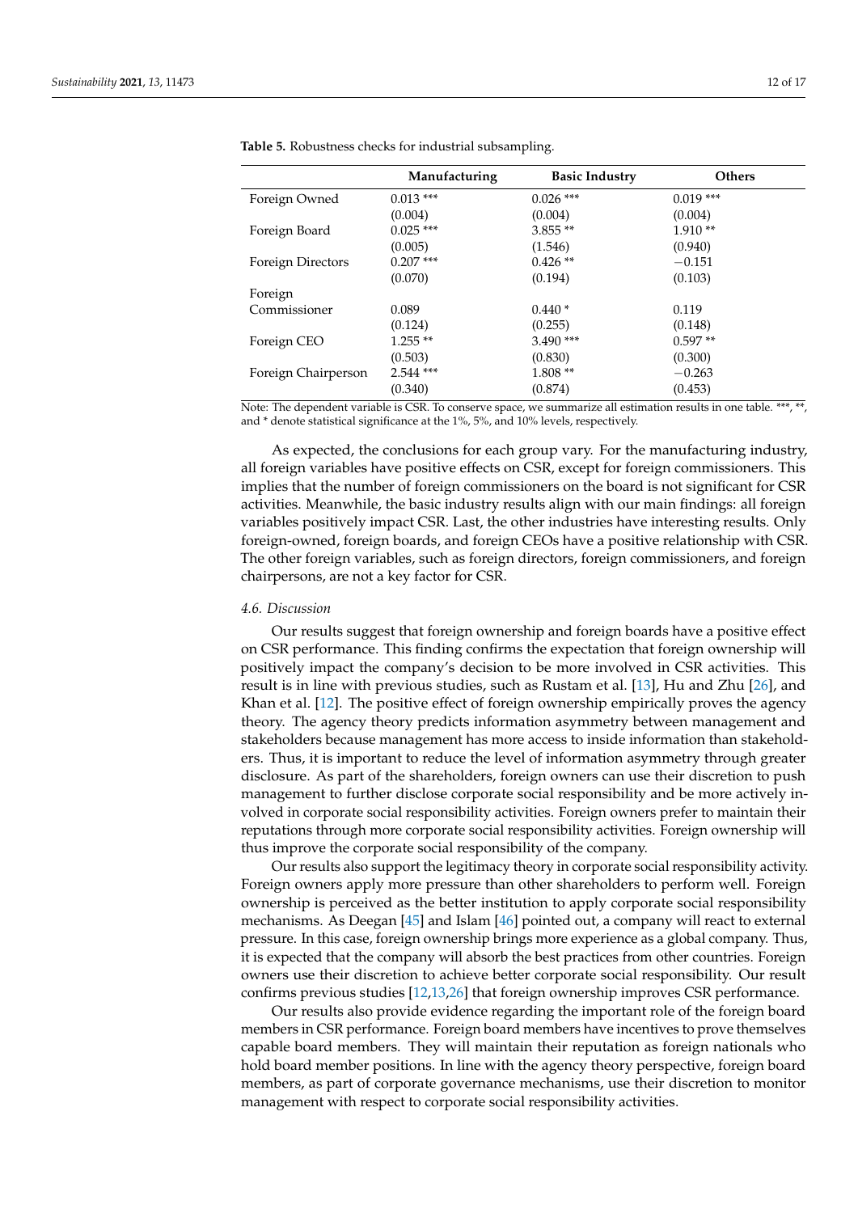**Table 5.** Robustness checks for industrial subsampling.

| | Manufacturing | Basic Industry | Others |
|---|---|---|---|
| Foreign Owned | 0.013 *** | 0.026 *** | 0.019 *** |
| | (0.004) | (0.004) | (0.004) |
| Foreign Board | 0.025 *** | 3.855 ** | 1.910 ** |
| | (0.005) | (1.546) | (0.940) |
| Foreign Directors | 0.207 *** | 0.426 ** | −0.151 |
| | (0.070) | (0.194) | (0.103) |
| Foreign Commissioner | 0.089 | 0.440 * | 0.119 |
| | (0.124) | (0.255) | (0.148) |
| Foreign CEO | 1.255 ** | 3.490 *** | 0.597 ** |
| | (0.503) | (0.830) | (0.300) |
| Foreign Chairperson | 2.544 *** | 1.808 ** | −0.263 |
| | (0.340) | (0.874) | (0.453) |

Note: The dependent variable is CSR. To conserve space, we summarize all estimation results in one table. ***, **, and * denote statistical significance at the 1%, 5%, and 10% levels, respectively.

As expected, the conclusions for each group vary. For the manufacturing industry, all foreign variables have positive effects on CSR, except for foreign commissioners. This implies that the number of foreign commissioners on the board is not significant for CSR activities. Meanwhile, the basic industry results align with our main findings: all foreign variables positively impact CSR. Last, the other industries have interesting results. Only foreign-owned, foreign boards, and foreign CEOs have a positive relationship with CSR. The other foreign variables, such as foreign directors, foreign commissioners, and foreign chairpersons, are not a key factor for CSR.

### *4.6. Discussion*

Our results suggest that foreign ownership and foreign boards have a positive effect on CSR performance. This finding confirms the expectation that foreign ownership will positively impact the company's decision to be more involved in CSR activities. This result is in line with previous studies, such as Rustam et al. [13], Hu and Zhu [26], and Khan et al. [12]. The positive effect of foreign ownership empirically proves the agency theory. The agency theory predicts information asymmetry between management and stakeholders because management has more access to inside information than stakeholders. Thus, it is important to reduce the level of information asymmetry through greater disclosure. As part of the shareholders, foreign owners can use their discretion to push management to further disclose corporate social responsibility and be more actively involved in corporate social responsibility activities. Foreign owners prefer to maintain their reputations through more corporate social responsibility activities. Foreign ownership will thus improve the corporate social responsibility of the company.

Our results also support the legitimacy theory in corporate social responsibility activity. Foreign owners apply more pressure than other shareholders to perform well. Foreign ownership is perceived as the better institution to apply corporate social responsibility mechanisms. As Deegan [45] and Islam [46] pointed out, a company will react to external pressure. In this case, foreign ownership brings more experience as a global company. Thus, it is expected that the company will absorb the best practices from other countries. Foreign owners use their discretion to achieve better corporate social responsibility. Our result confirms previous studies [12,13,26] that foreign ownership improves CSR performance.

Our results also provide evidence regarding the important role of the foreign board members in CSR performance. Foreign board members have incentives to prove themselves capable board members. They will maintain their reputation as foreign nationals who hold board member positions. In line with the agency theory perspective, foreign board members, as part of corporate governance mechanisms, use their discretion to monitor management with respect to corporate social responsibility activities.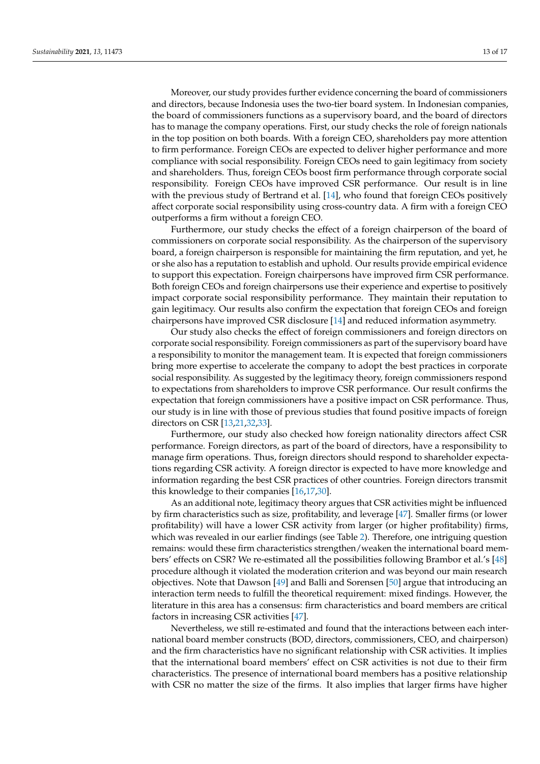Moreover, our study provides further evidence concerning the board of commissioners and directors, because Indonesia uses the two-tier board system. In Indonesian companies, the board of commissioners functions as a supervisory board, and the board of directors has to manage the company operations. First, our study checks the role of foreign nationals in the top position on both boards. With a foreign CEO, shareholders pay more attention to firm performance. Foreign CEOs are expected to deliver higher performance and more compliance with social responsibility. Foreign CEOs need to gain legitimacy from society and shareholders. Thus, foreign CEOs boost firm performance through corporate social responsibility. Foreign CEOs have improved CSR performance. Our result is in line with the previous study of Bertrand et al. [14], who found that foreign CEOs positively affect corporate social responsibility using cross-country data. A firm with a foreign CEO outperforms a firm without a foreign CEO.

Furthermore, our study checks the effect of a foreign chairperson of the board of commissioners on corporate social responsibility. As the chairperson of the supervisory board, a foreign chairperson is responsible for maintaining the firm reputation, and yet, he or she also has a reputation to establish and uphold. Our results provide empirical evidence to support this expectation. Foreign chairpersons have improved firm CSR performance. Both foreign CEOs and foreign chairpersons use their experience and expertise to positively impact corporate social responsibility performance. They maintain their reputation to gain legitimacy. Our results also confirm the expectation that foreign CEOs and foreign chairpersons have improved CSR disclosure [14] and reduced information asymmetry.

Our study also checks the effect of foreign commissioners and foreign directors on corporate social responsibility. Foreign commissioners as part of the supervisory board have a responsibility to monitor the management team. It is expected that foreign commissioners bring more expertise to accelerate the company to adopt the best practices in corporate social responsibility. As suggested by the legitimacy theory, foreign commissioners respond to expectations from shareholders to improve CSR performance. Our result confirms the expectation that foreign commissioners have a positive impact on CSR performance. Thus, our study is in line with those of previous studies that found positive impacts of foreign directors on CSR [13,21,32,33].

Furthermore, our study also checked how foreign nationality directors affect CSR performance. Foreign directors, as part of the board of directors, have a responsibility to manage firm operations. Thus, foreign directors should respond to shareholder expectations regarding CSR activity. A foreign director is expected to have more knowledge and information regarding the best CSR practices of other countries. Foreign directors transmit this knowledge to their companies [16,17,30].

As an additional note, legitimacy theory argues that CSR activities might be influenced by firm characteristics such as size, profitability, and leverage [47]. Smaller firms (or lower profitability) will have a lower CSR activity from larger (or higher profitability) firms, which was revealed in our earlier findings (see Table 2). Therefore, one intriguing question remains: would these firm characteristics strengthen/weaken the international board members' effects on CSR? We re-estimated all the possibilities following Brambor et al.'s [48] procedure although it violated the moderation criterion and was beyond our main research objectives. Note that Dawson [49] and Balli and Sorensen [50] argue that introducing an interaction term needs to fulfill the theoretical requirement: mixed findings. However, the literature in this area has a consensus: firm characteristics and board members are critical factors in increasing CSR activities [47].

Nevertheless, we still re-estimated and found that the interactions between each international board member constructs (BOD, directors, commissioners, CEO, and chairperson) and the firm characteristics have no significant relationship with CSR activities. It implies that the international board members' effect on CSR activities is not due to their firm characteristics. The presence of international board members has a positive relationship with CSR no matter the size of the firms. It also implies that larger firms have higher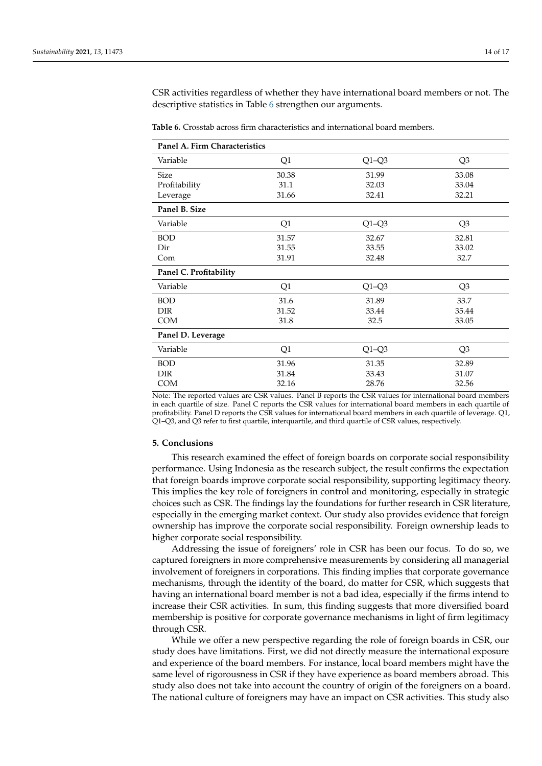CSR activities regardless of whether they have international board members or not. The descriptive statistics in Table 6 strengthen our arguments.

**Table 6.** Crosstab across firm characteristics and international board members.

| **Panel A. Firm Characteristics** | | | |
|---|---|---|---|
| Variable | Q1 | Q1–Q3 | Q3 |
| Size | 30.38 | 31.99 | 33.08 |
| Profitability | 31.1 | 32.03 | 33.04 |
| Leverage | 31.66 | 32.41 | 32.21 |
| **Panel B. Size** | | | |
| Variable | Q1 | Q1–Q3 | Q3 |
| BOD | 31.57 | 32.67 | 32.81 |
| Dir | 31.55 | 33.55 | 33.02 |
| Com | 31.91 | 32.48 | 32.7 |
| **Panel C. Profitability** | | | |
| Variable | Q1 | Q1–Q3 | Q3 |
| BOD | 31.6 | 31.89 | 33.7 |
| DIR | 31.52 | 33.44 | 35.44 |
| COM | 31.8 | 32.5 | 33.05 |
| **Panel D. Leverage** | | | |
| Variable | Q1 | Q1–Q3 | Q3 |
| BOD | 31.96 | 31.35 | 32.89 |
| DIR | 31.84 | 33.43 | 31.07 |
| COM | 32.16 | 28.76 | 32.56 |

Note: The reported values are CSR values. Panel B reports the CSR values for international board members in each quartile of size. Panel C reports the CSR values for international board members in each quartile of profitability. Panel D reports the CSR values for international board members in each quartile of leverage. Q1, Q1–Q3, and Q3 refer to first quartile, interquartile, and third quartile of CSR values, respectively.

## 5. Conclusions

This research examined the effect of foreign boards on corporate social responsibility performance. Using Indonesia as the research subject, the result confirms the expectation that foreign boards improve corporate social responsibility, supporting legitimacy theory. This implies the key role of foreigners in control and monitoring, especially in strategic choices such as CSR. The findings lay the foundations for further research in CSR literature, especially in the emerging market context. Our study also provides evidence that foreign ownership has improve the corporate social responsibility. Foreign ownership leads to higher corporate social responsibility.

Addressing the issue of foreigners' role in CSR has been our focus. To do so, we captured foreigners in more comprehensive measurements by considering all managerial involvement of foreigners in corporations. This finding implies that corporate governance mechanisms, through the identity of the board, do matter for CSR, which suggests that having an international board member is not a bad idea, especially if the firms intend to increase their CSR activities. In sum, this finding suggests that more diversified board membership is positive for corporate governance mechanisms in light of firm legitimacy through CSR.

While we offer a new perspective regarding the role of foreign boards in CSR, our study does have limitations. First, we did not directly measure the international exposure and experience of the board members. For instance, local board members might have the same level of rigorousness in CSR if they have experience as board members abroad. This study also does not take into account the country of origin of the foreigners on a board. The national culture of foreigners may have an impact on CSR activities. This study also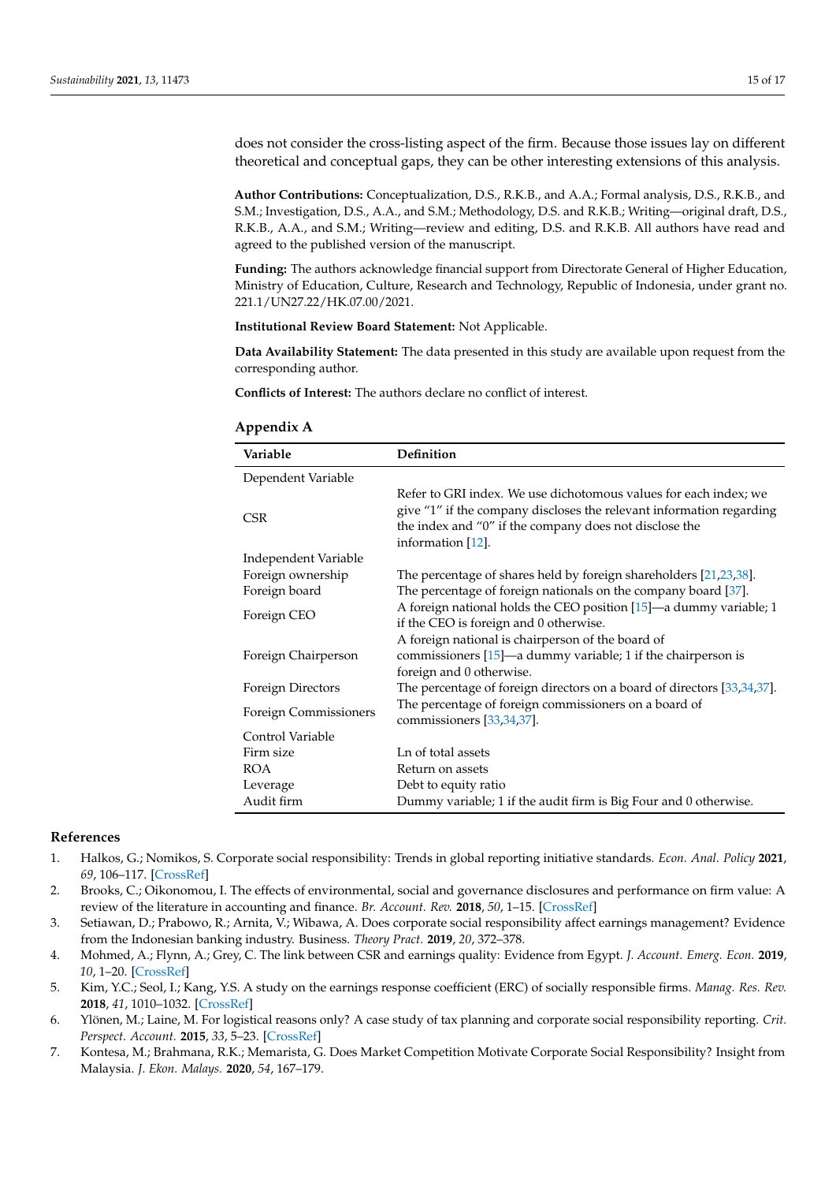does not consider the cross-listing aspect of the firm. Because those issues lay on different theoretical and conceptual gaps, they can be other interesting extensions of this analysis.

**Author Contributions:** Conceptualization, D.S., R.K.B., and A.A.; Formal analysis, D.S., R.K.B., and S.M.; Investigation, D.S., A.A., and S.M.; Methodology, D.S. and R.K.B.; Writing—original draft, D.S., R.K.B., A.A., and S.M.; Writing—review and editing, D.S. and R.K.B. All authors have read and agreed to the published version of the manuscript.

**Funding:** The authors acknowledge financial support from Directorate General of Higher Education, Ministry of Education, Culture, Research and Technology, Republic of Indonesia, under grant no. 221.1/UN27.22/HK.07.00/2021.

**Institutional Review Board Statement:** Not Applicable.

**Data Availability Statement:** The data presented in this study are available upon request from the corresponding author.

**Conflicts of Interest:** The authors declare no conflict of interest.

## Appendix A

| Variable | Definition |
|---|---|
| Dependent Variable | |
| CSR | Refer to GRI index. We use dichotomous values for each index; we give "1" if the company discloses the relevant information regarding the index and "0" if the company does not disclose the information [12]. |
| Independent Variable | |
| Foreign ownership | The percentage of shares held by foreign shareholders [21,23,38]. |
| Foreign board | The percentage of foreign nationals on the company board [37]. |
| Foreign CEO | A foreign national holds the CEO position [15]—a dummy variable; 1 if the CEO is foreign and 0 otherwise. |
| Foreign Chairperson | A foreign national is chairperson of the board of commissioners [15]—a dummy variable; 1 if the chairperson is foreign and 0 otherwise. |
| Foreign Directors | The percentage of foreign directors on a board of directors [33,34,37]. |
| Foreign Commissioners | The percentage of foreign commissioners on a board of commissioners [33,34,37]. |
| Control Variable | |
| Firm size | Ln of total assets |
| ROA | Return on assets |
| Leverage | Debt to equity ratio |
| Audit firm | Dummy variable; 1 if the audit firm is Big Four and 0 otherwise. |

## References

1. Halkos, G.; Nomikos, S. Corporate social responsibility: Trends in global reporting initiative standards. *Econ. Anal. Policy* **2021**, *69*, 106–117. [CrossRef]
2. Brooks, C.; Oikonomou, I. The effects of environmental, social and governance disclosures and performance on firm value: A review of the literature in accounting and finance. *Br. Account. Rev.* **2018**, *50*, 1–15. [CrossRef]
3. Setiawan, D.; Prabowo, R.; Arnita, V.; Wibawa, A. Does corporate social responsibility affect earnings management? Evidence from the Indonesian banking industry. Business. *Theory Pract.* **2019**, *20*, 372–378.
4. Mohmed, A.; Flynn, A.; Grey, C. The link between CSR and earnings quality: Evidence from Egypt. *J. Account. Emerg. Econ.* **2019**, *10*, 1–20. [CrossRef]
5. Kim, Y.C.; Seol, I.; Kang, Y.S. A study on the earnings response coefficient (ERC) of socially responsible firms. *Manag. Res. Rev.* **2018**, *41*, 1010–1032. [CrossRef]
6. Ylönen, M.; Laine, M. For logistical reasons only? A case study of tax planning and corporate social responsibility reporting. *Crit. Perspect. Account.* **2015**, *33*, 5–23. [CrossRef]
7. Kontesa, M.; Brahmana, R.K.; Memarista, G. Does Market Competition Motivate Corporate Social Responsibility? Insight from Malaysia. *J. Ekon. Malays.* **2020**, *54*, 167–179.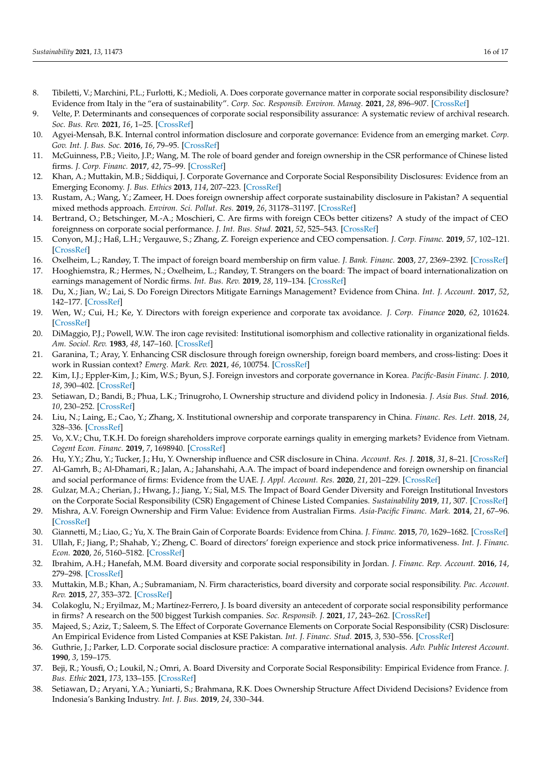8. Tibiletti, V.; Marchini, P.L.; Furlotti, K.; Medioli, A. Does corporate governance matter in corporate social responsibility disclosure? Evidence from Italy in the "era of sustainability". *Corp. Soc. Responsib. Environ. Manag.* **2021**, *28*, 896–907. [CrossRef]
9. Velte, P. Determinants and consequences of corporate social responsibility assurance: A systematic review of archival research. *Soc. Bus. Rev.* **2021**, *16*, 1–25. [CrossRef]
10. Agyei-Mensah, B.K. Internal control information disclosure and corporate governance: Evidence from an emerging market. *Corp. Gov. Int. J. Bus. Soc.* **2016**, *16*, 79–95. [CrossRef]
11. McGuinness, P.B.; Vieito, J.P.; Wang, M. The role of board gender and foreign ownership in the CSR performance of Chinese listed firms. *J. Corp. Financ.* **2017**, *42*, 75–99. [CrossRef]
12. Khan, A.; Muttakin, M.B.; Siddiqui, J. Corporate Governance and Corporate Social Responsibility Disclosures: Evidence from an Emerging Economy. *J. Bus. Ethics* **2013**, *114*, 207–223. [CrossRef]
13. Rustam, A.; Wang, Y.; Zameer, H. Does foreign ownership affect corporate sustainability disclosure in Pakistan? A sequential mixed methods approach. *Environ. Sci. Pollut. Res.* **2019**, *26*, 31178–31197. [CrossRef]
14. Bertrand, O.; Betschinger, M.-A.; Moschieri, C. Are firms with foreign CEOs better citizens? A study of the impact of CEO foreignness on corporate social performance. *J. Int. Bus. Stud.* **2021**, *52*, 525–543. [CrossRef]
15. Conyon, M.J.; Haß, L.H.; Vergauwe, S.; Zhang, Z. Foreign experience and CEO compensation. *J. Corp. Financ.* **2019**, *57*, 102–121. [CrossRef]
16. Oxelheim, L.; Randøy, T. The impact of foreign board membership on firm value. *J. Bank. Financ.* **2003**, *27*, 2369–2392. [CrossRef]
17. Hooghiemstra, R.; Hermes, N.; Oxelheim, L.; Randøy, T. Strangers on the board: The impact of board internationalization on earnings management of Nordic firms. *Int. Bus. Rev.* **2019**, *28*, 119–134. [CrossRef]
18. Du, X.; Jian, W.; Lai, S. Do Foreign Directors Mitigate Earnings Management? Evidence from China. *Int. J. Account.* **2017**, *52*, 142–177. [CrossRef]
19. Wen, W.; Cui, H.; Ke, Y. Directors with foreign experience and corporate tax avoidance. *J. Corp. Finance* **2020**, *62*, 101624. [CrossRef]
20. DiMaggio, P.J.; Powell, W.W. The iron cage revisited: Institutional isomorphism and collective rationality in organizational fields. *Am. Sociol. Rev.* **1983**, *48*, 147–160. [CrossRef]
21. Garanina, T.; Aray, Y. Enhancing CSR disclosure through foreign ownership, foreign board members, and cross-listing: Does it work in Russian context? *Emerg. Mark. Rev.* **2021**, *46*, 100754. [CrossRef]
22. Kim, I.J.; Eppler-Kim, J.; Kim, W.S.; Byun, S.J. Foreign investors and corporate governance in Korea. *Pacific-Basin Financ. J.* **2010**, *18*, 390–402. [CrossRef]
23. Setiawan, D.; Bandi, B.; Phua, L.K.; Trinugroho, I. Ownership structure and dividend policy in Indonesia. *J. Asia Bus. Stud.* **2016**, *10*, 230–252. [CrossRef]
24. Liu, N.; Laing, E.; Cao, Y.; Zhang, X. Institutional ownership and corporate transparency in China. *Financ. Res. Lett.* **2018**, *24*, 328–336. [CrossRef]
25. Vo, X.V.; Chu, T.K.H. Do foreign shareholders improve corporate earnings quality in emerging markets? Evidence from Vietnam. *Cogent Econ. Financ.* **2019**, *7*, 1698940. [CrossRef]
26. Hu, Y.Y.; Zhu, Y.; Tucker, J.; Hu, Y. Ownership influence and CSR disclosure in China. *Account. Res. J.* **2018**, *31*, 8–21. [CrossRef]
27. Al-Gamrh, B.; Al-Dhamari, R.; Jalan, A.; Jahanshahi, A.A. The impact of board independence and foreign ownership on financial and social performance of firms: Evidence from the UAE. *J. Appl. Account. Res.* **2020**, *21*, 201–229. [CrossRef]
28. Gulzar, M.A.; Cherian, J.; Hwang, J.; Jiang, Y.; Sial, M.S. The Impact of Board Gender Diversity and Foreign Institutional Investors on the Corporate Social Responsibility (CSR) Engagement of Chinese Listed Companies. *Sustainability* **2019**, *11*, 307. [CrossRef]
29. Mishra, A.V. Foreign Ownership and Firm Value: Evidence from Australian Firms. *Asia-Pacific Financ. Mark.* **2014**, *21*, 67–96. [CrossRef]
30. Giannetti, M.; Liao, G.; Yu, X. The Brain Gain of Corporate Boards: Evidence from China. *J. Financ.* **2015**, *70*, 1629–1682. [CrossRef]
31. Ullah, F.; Jiang, P.; Shahab, Y.; Zheng, C. Board of directors' foreign experience and stock price informativeness. *Int. J. Financ. Econ.* **2020**, *26*, 5160–5182. [CrossRef]
32. Ibrahim, A.H.; Hanefah, M.M. Board diversity and corporate social responsibility in Jordan. *J. Financ. Rep. Account.* **2016**, *14*, 279–298. [CrossRef]
33. Muttakin, M.B.; Khan, A.; Subramaniam, N. Firm characteristics, board diversity and corporate social responsibility. *Pac. Account. Rev.* **2015**, *27*, 353–372. [CrossRef]
34. Colakoglu, N.; Eryilmaz, M.; Martínez-Ferrero, J. Is board diversity an antecedent of corporate social responsibility performance in firms? A research on the 500 biggest Turkish companies. *Soc. Responsib. J.* **2021**, *17*, 243–262. [CrossRef]
35. Majeed, S.; Aziz, T.; Saleem, S. The Effect of Corporate Governance Elements on Corporate Social Responsibility (CSR) Disclosure: An Empirical Evidence from Listed Companies at KSE Pakistan. *Int. J. Financ. Stud.* **2015**, *3*, 530–556. [CrossRef]
36. Guthrie, J.; Parker, L.D. Corporate social disclosure practice: A comparative international analysis. *Adv. Public Interest Account.* **1990**, *3*, 159–175.
37. Beji, R.; Yousfi, O.; Loukil, N.; Omri, A. Board Diversity and Corporate Social Responsibility: Empirical Evidence from France. *J. Bus. Ethic* **2021**, *173*, 133–155. [CrossRef]
38. Setiawan, D.; Aryani, Y.A.; Yuniarti, S.; Brahmana, R.K. Does Ownership Structure Affect Dividend Decisions? Evidence from Indonesia's Banking Industry. *Int. J. Bus.* **2019**, *24*, 330–344.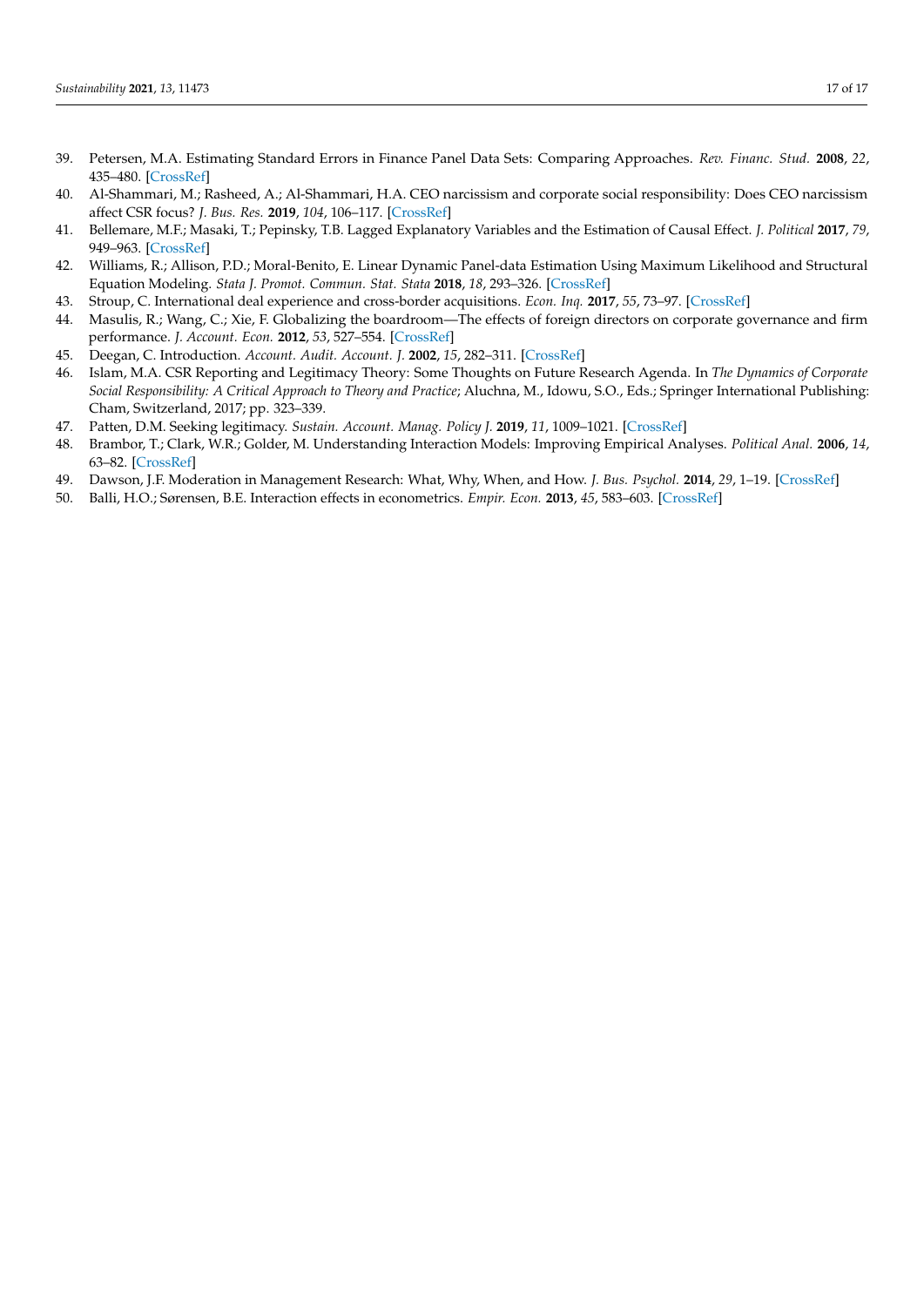39. Petersen, M.A. Estimating Standard Errors in Finance Panel Data Sets: Comparing Approaches. *Rev. Financ. Stud.* **2008**, *22*, 435–480. [CrossRef]
40. Al-Shammari, M.; Rasheed, A.; Al-Shammari, H.A. CEO narcissism and corporate social responsibility: Does CEO narcissism affect CSR focus? *J. Bus. Res.* **2019**, *104*, 106–117. [CrossRef]
41. Bellemare, M.F.; Masaki, T.; Pepinsky, T.B. Lagged Explanatory Variables and the Estimation of Causal Effect. *J. Political* **2017**, *79*, 949–963. [CrossRef]
42. Williams, R.; Allison, P.D.; Moral-Benito, E. Linear Dynamic Panel-data Estimation Using Maximum Likelihood and Structural Equation Modeling. *Stata J. Promot. Commun. Stat. Stata* **2018**, *18*, 293–326. [CrossRef]
43. Stroup, C. International deal experience and cross-border acquisitions. *Econ. Inq.* **2017**, *55*, 73–97. [CrossRef]
44. Masulis, R.; Wang, C.; Xie, F. Globalizing the boardroom—The effects of foreign directors on corporate governance and firm performance. *J. Account. Econ.* **2012**, *53*, 527–554. [CrossRef]
45. Deegan, C. Introduction. *Account. Audit. Account. J.* **2002**, *15*, 282–311. [CrossRef]
46. Islam, M.A. CSR Reporting and Legitimacy Theory: Some Thoughts on Future Research Agenda. In *The Dynamics of Corporate Social Responsibility: A Critical Approach to Theory and Practice*; Aluchna, M., Idowu, S.O., Eds.; Springer International Publishing: Cham, Switzerland, 2017; pp. 323–339.
47. Patten, D.M. Seeking legitimacy. *Sustain. Account. Manag. Policy J.* **2019**, *11*, 1009–1021. [CrossRef]
48. Brambor, T.; Clark, W.R.; Golder, M. Understanding Interaction Models: Improving Empirical Analyses. *Political Anal.* **2006**, *14*, 63–82. [CrossRef]
49. Dawson, J.F. Moderation in Management Research: What, Why, When, and How. *J. Bus. Psychol.* **2014**, *29*, 1–19. [CrossRef]
50. Balli, H.O.; Sørensen, B.E. Interaction effects in econometrics. *Empir. Econ.* **2013**, *45*, 583–603. [CrossRef]